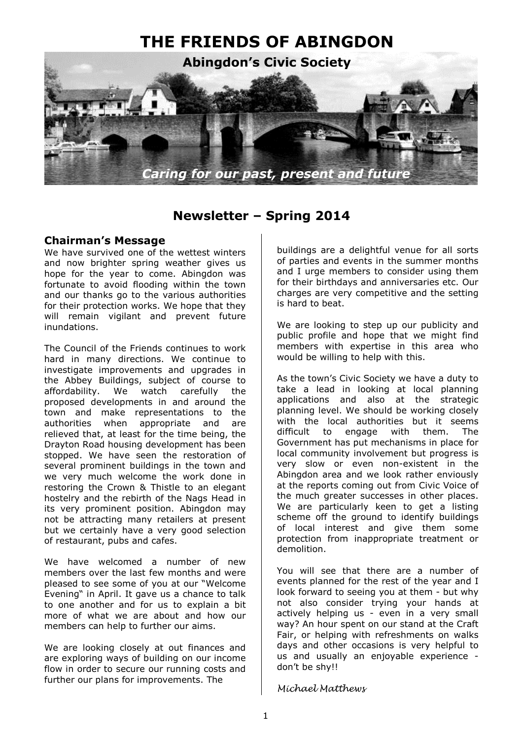# THE FRIENDS OF ABINGDON

**Abingdon's Civic Society**

*Caring for our past, present and future*

## Newsletter – Spring 2014

### Chairman's Message

We have survived one of the wettest winters and now brighter spring weather gives us hope for the year to come. Abingdon was fortunate to avoid flooding within the town and our thanks go to the various authorities for their protection works. We hope that they will remain vigilant and prevent future inundations.

The Council of the Friends continues to work hard in many directions. We continue to investigate improvements and upgrades in the Abbey Buildings, subject of course to affordability. We watch carefully the proposed developments in and around the town and make representations to the authorities when appropriate and are relieved that, at least for the time being, the Drayton Road housing development has been stopped. We have seen the restoration of several prominent buildings in the town and we very much welcome the work done in restoring the Crown & Thistle to an elegant hostelry and the rebirth of the Nags Head in its very prominent position. Abingdon may not be attracting many retailers at present but we certainly have a very good selection of restaurant, pubs and cafes.

We have welcomed a number of new members over the last few months and were pleased to see some of you at our "Welcome Evening" in April. It gave us a chance to talk to one another and for us to explain a bit more of what we are about and how our members can help to further our aims.

We are looking closely at out finances and are exploring ways of building on our income flow in order to secure our running costs and further our plans for improvements. The buildings are a delightful venue for all sorts of parties and events in the summer months and I urge members to consider using them for their birthdays and anniversaries etc. Our charges are very competitive and the setting is hard to beat.

We are looking to step up our publicity and public profile and hope that we might find members with expertise in this area who would be willing to help with this.

As the town's Civic Society we have a duty to take a lead in looking at local planning applications and also at the strategic planning level. We should be working closely with the local authorities but it seems difficult to engage with them. The Government has put mechanisms in place for local community involvement but progress is very slow or even non-existent in the Abingdon area and we look rather enviously at the reports coming out from Civic Voice of the much greater successes in other places. We are particularly keen to get a listing scheme off the ground to identify buildings of local interest and give them some protection from inappropriate treatment or demolition.

You will see that there are a number of events planned for the rest of the year and I look forward to seeing you at them - but why not also consider trying your hands at actively helping us - even in a very small way? An hour spent on our stand at the Craft Fair, or helping with refreshments on walks days and other occasions is very helpful to us and usually an enjoyable experience - don't be shy!!

*Michael Matthews*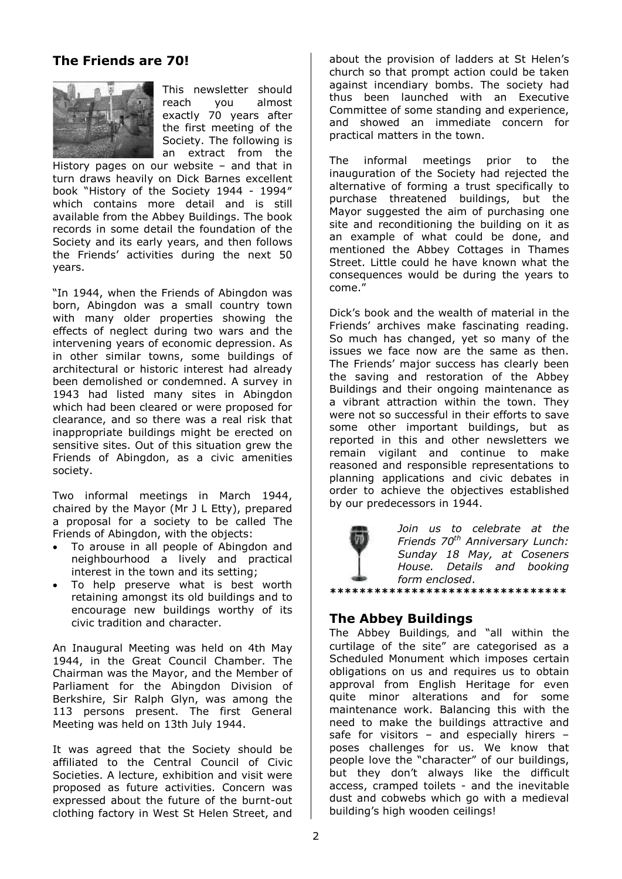## The Friends are 70!

This newsletter should reach you almost exactly 70 years after the first meeting of the Society. The following is an extract from the History pages on our website – and that in turn draws heavily on Dick Barnes excellent book "History of the Society 1944 - 1994" which contains more detail and is still available from the Abbey Buildings. The book records in some detail the foundation of the Society and its early years, and then follows the Friends' activities during the next 50 years.

"In 1944, when the Friends of Abingdon was born, Abingdon was a small country town with many older properties showing the effects of neglect during two wars and the intervening years of economic depression. As in other similar towns, some buildings of architectural or historic interest had already been demolished or condemned. A survey in 1943 had listed many sites in Abingdon which had been cleared or were proposed for clearance, and so there was a real risk that inappropriate buildings might be erected on sensitive sites. Out of this situation grew the Friends of Abingdon, as a civic amenities society.

Two informal meetings in March 1944, chaired by the Mayor (Mr J L Etty), prepared a proposal for a society to be called The Friends of Abingdon, with the objects:

- To arouse in all people of Abingdon and neighbourhood a lively and practical interest in the town and its setting;
- To help preserve what is best worth retaining amongst its old buildings and to encourage new buildings worthy of its civic tradition and character.

An Inaugural Meeting was held on 4th May 1944, in the Great Council Chamber. The Chairman was the Mayor, and the Member of Parliament for the Abingdon Division of Berkshire, Sir Ralph Glyn, was among the 113 persons present. The first General Meeting was held on 13th July 1944.

It was agreed that the Society should be affiliated to the Central Council of Civic Societies. A lecture, exhibition and visit were proposed as future activities. Concern was expressed about the future of the burnt-out clothing factory in West St Helen Street, and about the provision of ladders at St Helen's church so that prompt action could be taken against incendiary bombs. The society had thus been launched with an Executive Committee of some standing and experience, and showed an immediate concern for practical matters in the town.

The informal meetings prior to the inauguration of the Society had rejected the alternative of forming a trust specifically to purchase threatened buildings, but the Mayor suggested the aim of purchasing one site and reconditioning the building on it as an example of what could be done, and mentioned the Abbey Cottages in Thames Street. Little could he have known what the consequences would be during the years to come."

Dick's book and the wealth of material in the Friends' archives make fascinating reading. So much has changed, yet so many of the issues we face now are the same as then. The Friends' major success has clearly been the saving and restoration of the Abbey Buildings and their ongoing maintenance as a vibrant attraction within the town. They were not so successful in their efforts to save some other important buildings, but as reported in this and other newsletters we remain vigilant and continue to make reasoned and responsible representations to planning applications and civic debates in order to achieve the objectives established by our predecessors in 1944.

*Join us to celebrate at the Friends 70th Anniversary Lunch: Sunday 18 May, at Coseners House. Details and booking form enclosed.*

*******************************

## The Abbey Buildings

The Abbey Buildings, and "all within the curtilage of the site" are categorised as a Scheduled Monument which imposes certain obligations on us and requires us to obtain approval from English Heritage for even quite minor alterations and for some maintenance work. Balancing this with the need to make the buildings attractive and safe for visitors – and especially hirers – poses challenges for us. We know that people love the "character" of our buildings, but they don't always like the difficult access, cramped toilets - and the inevitable dust and cobwebs which go with a medieval building's high wooden ceilings!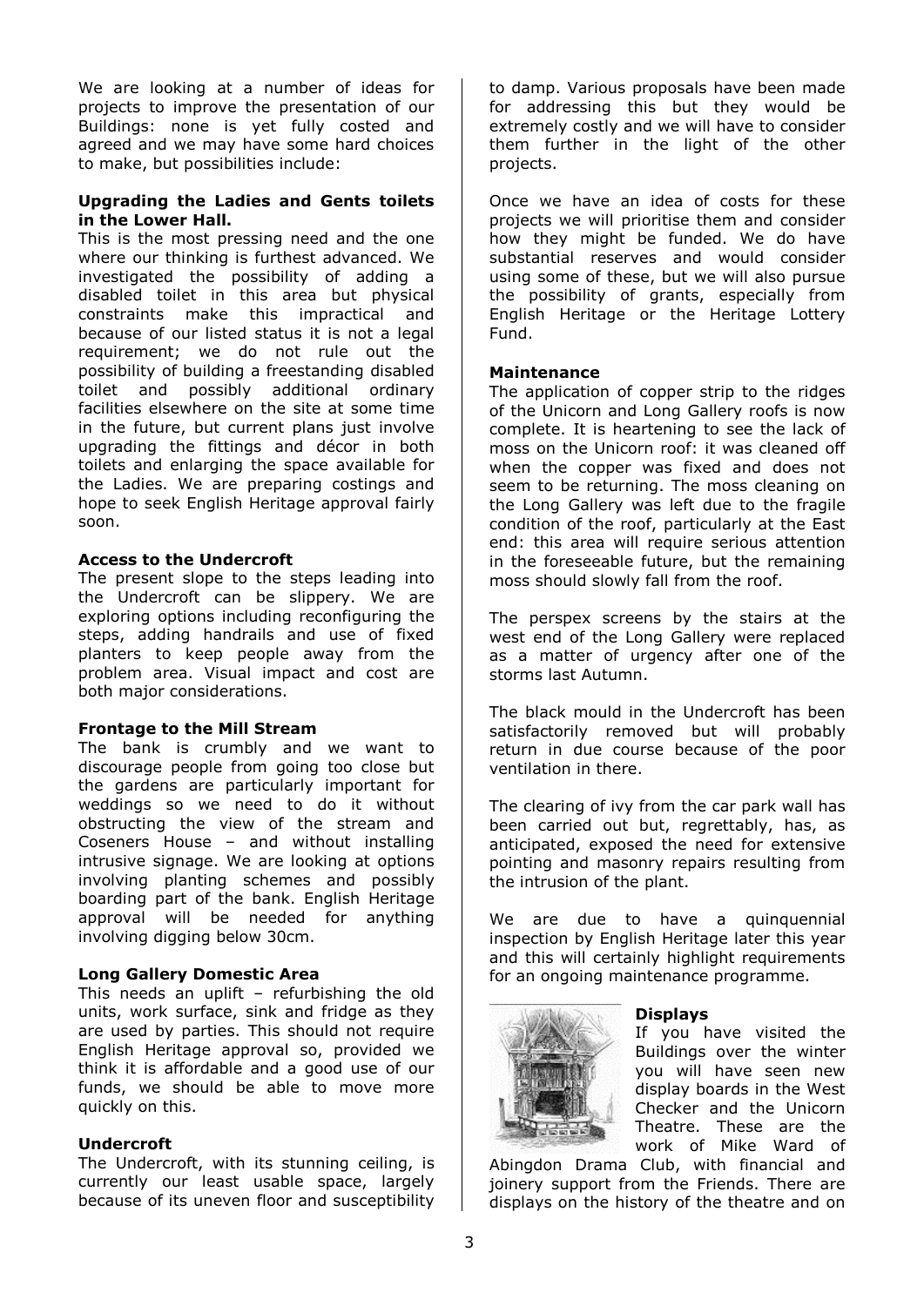We are looking at a number of ideas for projects to improve the presentation of our Buildings: none is yet fully costed and agreed and we may have some hard choices to make, but possibilities include:

**Upgrading the Ladies and Gents toilets in the Lower Hall.**

This is the most pressing need and the one where our thinking is furthest advanced. We investigated the possibility of adding a disabled toilet in this area but physical constraints make this impractical and because of our listed status it is not a legal requirement; we do not rule out the possibility of building a freestanding disabled toilet and possibly additional ordinary facilities elsewhere on the site at some time in the future, but current plans just involve upgrading the fittings and décor in both toilets and enlarging the space available for the Ladies. We are preparing costings and hope to seek English Heritage approval fairly soon.

**Access to the Undercroft**

The present slope to the steps leading into the Undercroft can be slippery. We are exploring options including reconfiguring the steps, adding handrails and use of fixed planters to keep people away from the problem area. Visual impact and cost are both major considerations.

**Frontage to the Mill Stream**

The bank is crumbly and we want to discourage people from going too close but the gardens are particularly important for weddings so we need to do it without obstructing the view of the stream and Coseners House – and without installing intrusive signage. We are looking at options involving planting schemes and possibly boarding part of the bank. English Heritage approval will be needed for anything involving digging below 30cm.

**Long Gallery Domestic Area**

This needs an uplift – refurbishing the old units, work surface, sink and fridge as they are used by parties. This should not require English Heritage approval so, provided we think it is affordable and a good use of our funds, we should be able to move more quickly on this.

**Undercroft**

The Undercroft, with its stunning ceiling, is currently our least usable space, largely because of its uneven floor and susceptibility to damp. Various proposals have been made for addressing this but they would be extremely costly and we will have to consider them further in the light of the other projects.

Once we have an idea of costs for these projects we will prioritise them and consider how they might be funded. We do have substantial reserves and would consider using some of these, but we will also pursue the possibility of grants, especially from English Heritage or the Heritage Lottery Fund.

**Maintenance**

The application of copper strip to the ridges of the Unicorn and Long Gallery roofs is now complete. It is heartening to see the lack of moss on the Unicorn roof: it was cleaned off when the copper was fixed and does not seem to be returning. The moss cleaning on the Long Gallery was left due to the fragile condition of the roof, particularly at the East end: this area will require serious attention in the foreseeable future, but the remaining moss should slowly fall from the roof.

The perspex screens by the stairs at the west end of the Long Gallery were replaced as a matter of urgency after one of the storms last Autumn.

The black mould in the Undercroft has been satisfactorily removed but will probably return in due course because of the poor ventilation in there.

The clearing of ivy from the car park wall has been carried out but, regrettably, has, as anticipated, exposed the need for extensive pointing and masonry repairs resulting from the intrusion of the plant.

We are due to have a quinquennial inspection by English Heritage later this year and this will certainly highlight requirements for an ongoing maintenance programme.

**Displays**

If you have visited the Buildings over the winter you will have seen new display boards in the West Checker and the Unicorn Theatre. These are the work of Mike Ward of Abingdon Drama Club, with financial and joinery support from the Friends. There are displays on the history of the theatre and on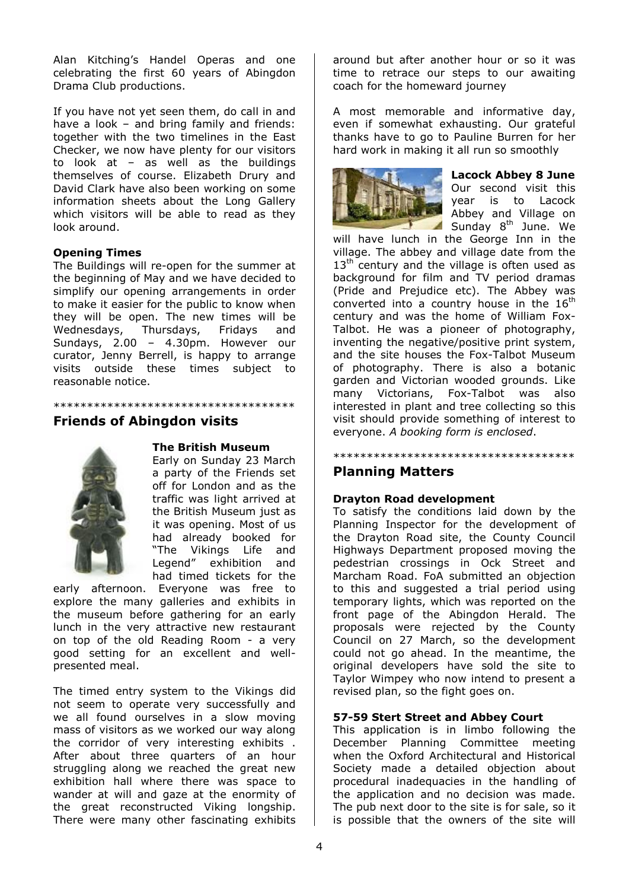Alan Kitching's Handel Operas and one celebrating the first 60 years of Abingdon Drama Club productions.

If you have not yet seen them, do call in and have a look – and bring family and friends: together with the two timelines in the East Checker, we now have plenty for our visitors to look at – as well as the buildings themselves of course. Elizabeth Drury and David Clark have also been working on some information sheets about the Long Gallery which visitors will be able to read as they look around.

**Opening Times**

The Buildings will re-open for the summer at the beginning of May and we have decided to simplify our opening arrangements in order to make it easier for the public to know when they will be open. The new times will be Wednesdays, Thursdays, Fridays and Sundays, 2.00 – 4.30pm. However our curator, Jenny Berrell, is happy to arrange visits outside these times subject to reasonable notice.

************************************

## Friends of Abingdon visits

**The British Museum**

Early on Sunday 23 March a party of the Friends set off for London and as the traffic was light arrived at the British Museum just as it was opening. Most of us had already booked for "The Vikings Life and Legend" exhibition and had timed tickets for the early afternoon. Everyone was free to explore the many galleries and exhibits in the museum before gathering for an early lunch in the very attractive new restaurant on top of the old Reading Room - a very good setting for an excellent and well-presented meal.

The timed entry system to the Vikings did not seem to operate very successfully and we all found ourselves in a slow moving mass of visitors as we worked our way along the corridor of very interesting exhibits . After about three quarters of an hour struggling along we reached the great new exhibition hall where there was space to wander at will and gaze at the enormity of the great reconstructed Viking longship. There were many other fascinating exhibits around but after another hour or so it was time to retrace our steps to our awaiting coach for the homeward journey

A most memorable and informative day, even if somewhat exhausting. Our grateful thanks have to go to Pauline Burren for her hard work in making it all run so smoothly

**Lacock Abbey 8 June**

Our second visit this year is to Lacock Abbey and Village on Sunday 8th June. We will have lunch in the George Inn in the village. The abbey and village date from the 13th century and the village is often used as background for film and TV period dramas (Pride and Prejudice etc). The Abbey was converted into a country house in the 16th century and was the home of William Fox-Talbot. He was a pioneer of photography, inventing the negative/positive print system, and the site houses the Fox-Talbot Museum of photography. There is also a botanic garden and Victorian wooded grounds. Like many Victorians, Fox-Talbot was also interested in plant and tree collecting so this visit should provide something of interest to everyone. *A booking form is enclosed*.

************************************

## Planning Matters

**Drayton Road development**

To satisfy the conditions laid down by the Planning Inspector for the development of the Drayton Road site, the County Council Highways Department proposed moving the pedestrian crossings in Ock Street and Marcham Road. FoA submitted an objection to this and suggested a trial period using temporary lights, which was reported on the front page of the Abingdon Herald. The proposals were rejected by the County Council on 27 March, so the development could not go ahead. In the meantime, the original developers have sold the site to Taylor Wimpey who now intend to present a revised plan, so the fight goes on.

**57-59 Stert Street and Abbey Court**

This application is in limbo following the December Planning Committee meeting when the Oxford Architectural and Historical Society made a detailed objection about procedural inadequacies in the handling of the application and no decision was made. The pub next door to the site is for sale, so it is possible that the owners of the site will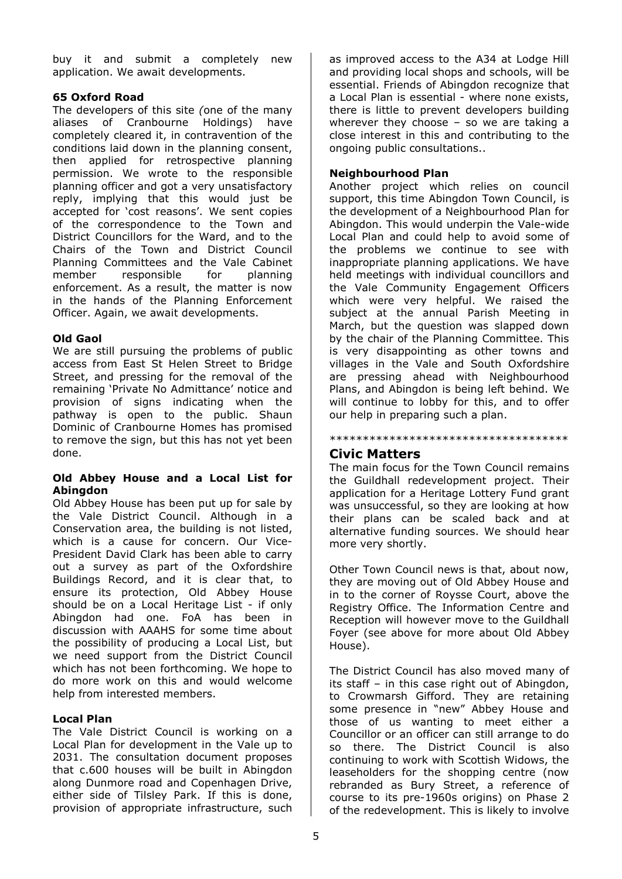buy it and submit a completely new application. We await developments.

**65 Oxford Road**

The developers of this site *(*one of the many aliases of Cranbourne Holdings) have completely cleared it, in contravention of the conditions laid down in the planning consent, then applied for retrospective planning permission. We wrote to the responsible planning officer and got a very unsatisfactory reply, implying that this would just be accepted for 'cost reasons'. We sent copies of the correspondence to the Town and District Councillors for the Ward, and to the Chairs of the Town and District Council Planning Committees and the Vale Cabinet member responsible for planning enforcement. As a result, the matter is now in the hands of the Planning Enforcement Officer. Again, we await developments.

**Old Gaol**

We are still pursuing the problems of public access from East St Helen Street to Bridge Street, and pressing for the removal of the remaining 'Private No Admittance' notice and provision of signs indicating when the pathway is open to the public. Shaun Dominic of Cranbourne Homes has promised to remove the sign, but this has not yet been done.

**Old Abbey House and a Local List for Abingdon**

Old Abbey House has been put up for sale by the Vale District Council. Although in a Conservation area, the building is not listed, which is a cause for concern. Our Vice-President David Clark has been able to carry out a survey as part of the Oxfordshire Buildings Record, and it is clear that, to ensure its protection, Old Abbey House should be on a Local Heritage List - if only Abingdon had one. FoA has been in discussion with AAAHS for some time about the possibility of producing a Local List, but we need support from the District Council which has not been forthcoming. We hope to do more work on this and would welcome help from interested members.

**Local Plan**

The Vale District Council is working on a Local Plan for development in the Vale up to 2031. The consultation document proposes that c.600 houses will be built in Abingdon along Dunmore road and Copenhagen Drive, either side of Tilsley Park. If this is done, provision of appropriate infrastructure, such as improved access to the A34 at Lodge Hill and providing local shops and schools, will be essential. Friends of Abingdon recognize that a Local Plan is essential - where none exists, there is little to prevent developers building wherever they choose – so we are taking a close interest in this and contributing to the ongoing public consultations..

**Neighbourhood Plan**

Another project which relies on council support, this time Abingdon Town Council, is the development of a Neighbourhood Plan for Abingdon. This would underpin the Vale-wide Local Plan and could help to avoid some of the problems we continue to see with inappropriate planning applications. We have held meetings with individual councillors and the Vale Community Engagement Officers which were very helpful. We raised the subject at the annual Parish Meeting in March, but the question was slapped down by the chair of the Planning Committee. This is very disappointing as other towns and villages in the Vale and South Oxfordshire are pressing ahead with Neighbourhood Plans, and Abingdon is being left behind. We will continue to lobby for this, and to offer our help in preparing such a plan.

************************************

## Civic Matters

The main focus for the Town Council remains the Guildhall redevelopment project. Their application for a Heritage Lottery Fund grant was unsuccessful, so they are looking at how their plans can be scaled back and at alternative funding sources. We should hear more very shortly.

Other Town Council news is that, about now, they are moving out of Old Abbey House and in to the corner of Roysse Court, above the Registry Office. The Information Centre and Reception will however move to the Guildhall Foyer (see above for more about Old Abbey House).

The District Council has also moved many of its staff – in this case right out of Abingdon, to Crowmarsh Gifford. They are retaining some presence in "new" Abbey House and those of us wanting to meet either a Councillor or an officer can still arrange to do so there. The District Council is also continuing to work with Scottish Widows, the leaseholders for the shopping centre (now rebranded as Bury Street, a reference of course to its pre-1960s origins) on Phase 2 of the redevelopment. This is likely to involve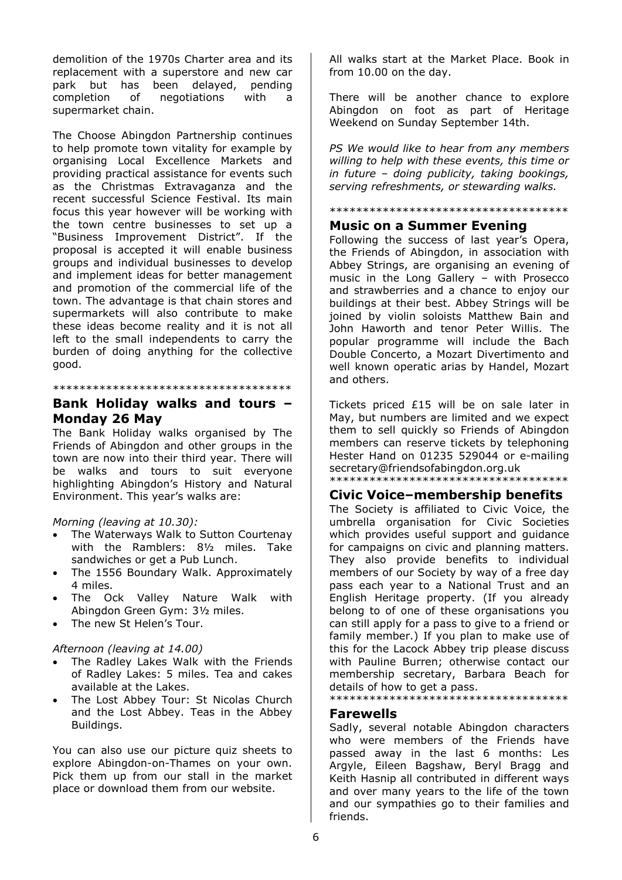demolition of the 1970s Charter area and its replacement with a superstore and new car park but has been delayed, pending completion of negotiations with a supermarket chain.

The Choose Abingdon Partnership continues to help promote town vitality for example by organising Local Excellence Markets and providing practical assistance for events such as the Christmas Extravaganza and the recent successful Science Festival. Its main focus this year however will be working with the town centre businesses to set up a "Business Improvement District". If the proposal is accepted it will enable business groups and individual businesses to develop and implement ideas for better management and promotion of the commercial life of the town. The advantage is that chain stores and supermarkets will also contribute to make these ideas become reality and it is not all left to the small independents to carry the burden of doing anything for the collective good.

************************************

## Bank Holiday walks and tours – Monday 26 May

The Bank Holiday walks organised by The Friends of Abingdon and other groups in the town are now into their third year. There will be walks and tours to suit everyone highlighting Abingdon's History and Natural Environment. This year's walks are:

*Morning (leaving at 10.30):*

- The Waterways Walk to Sutton Courtenay with the Ramblers: 8½ miles. Take sandwiches or get a Pub Lunch.
- The 1556 Boundary Walk. Approximately 4 miles.
- The Ock Valley Nature Walk with Abingdon Green Gym: 3½ miles.
- The new St Helen's Tour.

*Afternoon (leaving at 14.00)*

- The Radley Lakes Walk with the Friends of Radley Lakes: 5 miles. Tea and cakes available at the Lakes.
- The Lost Abbey Tour: St Nicolas Church and the Lost Abbey. Teas in the Abbey Buildings.

You can also use our picture quiz sheets to explore Abingdon-on-Thames on your own. Pick them up from our stall in the market place or download them from our website.

All walks start at the Market Place. Book in from 10.00 on the day.

There will be another chance to explore Abingdon on foot as part of Heritage Weekend on Sunday September 14th.

*PS We would like to hear from any members willing to help with these events, this time or in future – doing publicity, taking bookings, serving refreshments, or stewarding walks.*

************************************

## Music on a Summer Evening

Following the success of last year's Opera, the Friends of Abingdon, in association with Abbey Strings, are organising an evening of music in the Long Gallery – with Prosecco and strawberries and a chance to enjoy our buildings at their best. Abbey Strings will be joined by violin soloists Matthew Bain and John Haworth and tenor Peter Willis. The popular programme will include the Bach Double Concerto, a Mozart Divertimento and well known operatic arias by Handel, Mozart and others.

Tickets priced £15 will be on sale later in May, but numbers are limited and we expect them to sell quickly so Friends of Abingdon members can reserve tickets by telephoning Hester Hand on 01235 529044 or e-mailing secretary@friendsofabingdon.org.uk

************************************

## Civic Voice–membership benefits

The Society is affiliated to Civic Voice, the umbrella organisation for Civic Societies which provides useful support and guidance for campaigns on civic and planning matters. They also provide benefits to individual members of our Society by way of a free day pass each year to a National Trust and an English Heritage property. (If you already belong to of one of these organisations you can still apply for a pass to give to a friend or family member.) If you plan to make use of this for the Lacock Abbey trip please discuss with Pauline Burren; otherwise contact our membership secretary, Barbara Beach for details of how to get a pass.

************************************

## Farewells

Sadly, several notable Abingdon characters who were members of the Friends have passed away in the last 6 months: Les Argyle, Eileen Bagshaw, Beryl Bragg and Keith Hasnip all contributed in different ways and over many years to the life of the town and our sympathies go to their families and friends.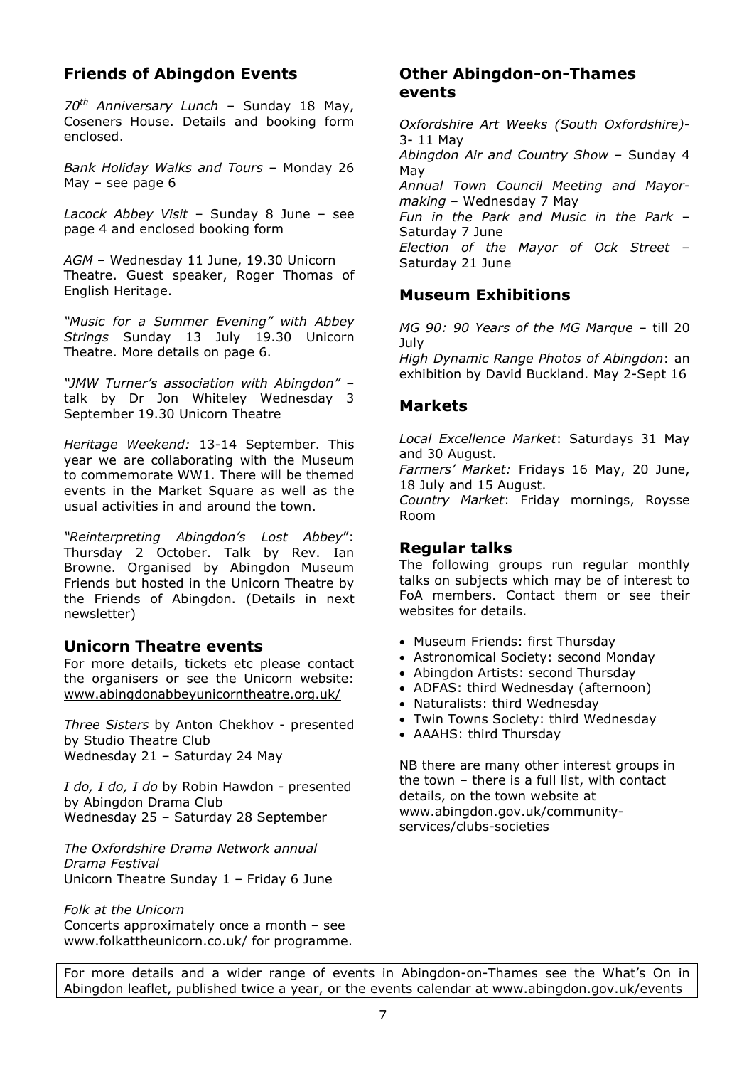## Friends of Abingdon Events

*70th Anniversary Lunch* – Sunday 18 May, Coseners House. Details and booking form enclosed.

*Bank Holiday Walks and Tours* – Monday 26 May – see page 6

*Lacock Abbey Visit* – Sunday 8 June – see page 4 and enclosed booking form

*AGM* – Wednesday 11 June, 19.30 Unicorn Theatre. Guest speaker, Roger Thomas of English Heritage.

*"Music for a Summer Evening" with Abbey Strings* Sunday 13 July 19.30 Unicorn Theatre. More details on page 6.

*"JMW Turner's association with Abingdon"* – talk by Dr Jon Whiteley Wednesday 3 September 19.30 Unicorn Theatre

*Heritage Weekend:* 13-14 September. This year we are collaborating with the Museum to commemorate WW1. There will be themed events in the Market Square as well as the usual activities in and around the town.

*"Reinterpreting Abingdon's Lost Abbey"*: Thursday 2 October. Talk by Rev. Ian Browne. Organised by Abingdon Museum Friends but hosted in the Unicorn Theatre by the Friends of Abingdon. (Details in next newsletter)

## Unicorn Theatre events

For more details, tickets etc please contact the organisers or see the Unicorn website: www.abingdonabbeyunicorntheatre.org.uk/

*Three Sisters* by Anton Chekhov - presented by Studio Theatre Club
Wednesday 21 – Saturday 24 May

*I do, I do, I do* by Robin Hawdon - presented by Abingdon Drama Club
Wednesday 25 – Saturday 28 September

*The Oxfordshire Drama Network annual Drama Festival*
Unicorn Theatre Sunday 1 – Friday 6 June

*Folk at the Unicorn*
Concerts approximately once a month – see www.folkattheunicorn.co.uk/ for programme.

## Other Abingdon-on-Thames events

*Oxfordshire Art Weeks (South Oxfordshire)*- 3- 11 May
*Abingdon Air and Country Show* – Sunday 4 May
*Annual Town Council Meeting and Mayor-making* – Wednesday 7 May
*Fun in the Park and Music in the Park* – Saturday 7 June
*Election of the Mayor of Ock Street* – Saturday 21 June

## Museum Exhibitions

*MG 90: 90 Years of the MG Marque* – till 20 July
*High Dynamic Range Photos of Abingdon*: an exhibition by David Buckland. May 2-Sept 16

## Markets

*Local Excellence Market*: Saturdays 31 May and 30 August.
*Farmers' Market:* Fridays 16 May, 20 June, 18 July and 15 August.
*Country Market*: Friday mornings, Roysse Room

## Regular talks

The following groups run regular monthly talks on subjects which may be of interest to FoA members. Contact them or see their websites for details.

- Museum Friends: first Thursday
- Astronomical Society: second Monday
- Abingdon Artists: second Thursday
- ADFAS: third Wednesday (afternoon)
- Naturalists: third Wednesday
- Twin Towns Society: third Wednesday
- AAAHS: third Thursday

NB there are many other interest groups in the town – there is a full list, with contact details, on the town website at www.abingdon.gov.uk/community-services/clubs-societies

For more details and a wider range of events in Abingdon-on-Thames see the What's On in Abingdon leaflet, published twice a year, or the events calendar at www.abingdon.gov.uk/events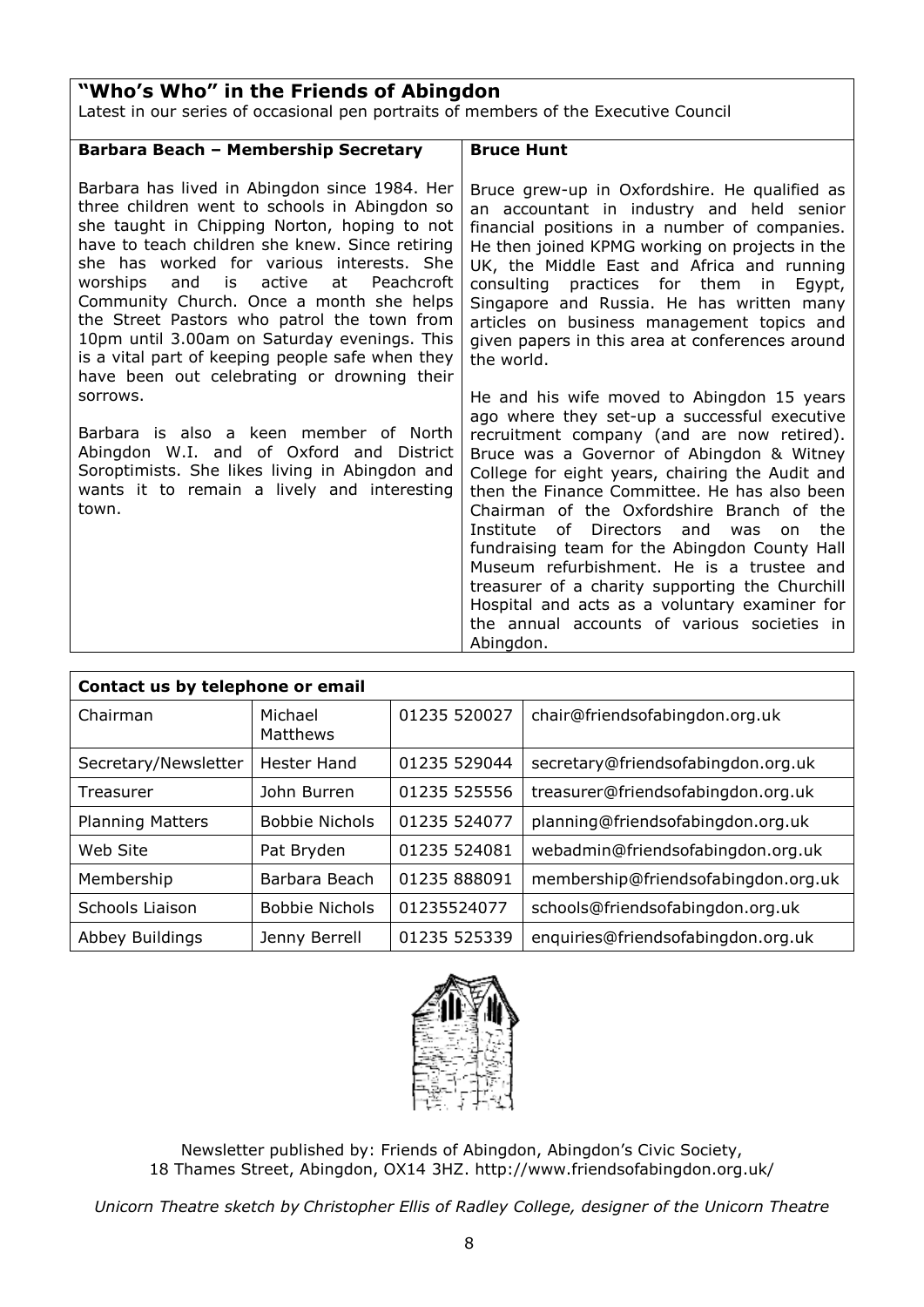## "Who's Who" in the Friends of Abingdon

Latest in our series of occasional pen portraits of members of the Executive Council

### Barbara Beach – Membership Secretary

Barbara has lived in Abingdon since 1984. Her three children went to schools in Abingdon so she taught in Chipping Norton, hoping to not have to teach children she knew. Since retiring she has worked for various interests. She worships and is active at Peachcroft Community Church. Once a month she helps the Street Pastors who patrol the town from 10pm until 3.00am on Saturday evenings. This is a vital part of keeping people safe when they have been out celebrating or drowning their sorrows.

Barbara is also a keen member of North Abingdon W.I. and of Oxford and District Soroptimists. She likes living in Abingdon and wants it to remain a lively and interesting town.

### Bruce Hunt

Bruce grew-up in Oxfordshire. He qualified as an accountant in industry and held senior financial positions in a number of companies. He then joined KPMG working on projects in the UK, the Middle East and Africa and running consulting practices for them in Egypt, Singapore and Russia. He has written many articles on business management topics and given papers in this area at conferences around the world.

He and his wife moved to Abingdon 15 years ago where they set-up a successful executive recruitment company (and are now retired). Bruce was a Governor of Abingdon & Witney College for eight years, chairing the Audit and then the Finance Committee. He has also been Chairman of the Oxfordshire Branch of the Institute of Directors and was on the fundraising team for the Abingdon County Hall Museum refurbishment. He is a trustee and treasurer of a charity supporting the Churchill Hospital and acts as a voluntary examiner for the annual accounts of various societies in Abingdon.

| Contact us by telephone or email | | | |
|---|---|---|---|
| Chairman | Michael Matthews | 01235 520027 | chair@friendsofabingdon.org.uk |
| Secretary/Newsletter | Hester Hand | 01235 529044 | secretary@friendsofabingdon.org.uk |
| Treasurer | John Burren | 01235 525556 | treasurer@friendsofabingdon.org.uk |
| Planning Matters | Bobbie Nichols | 01235 524077 | planning@friendsofabingdon.org.uk |
| Web Site | Pat Bryden | 01235 524081 | webadmin@friendsofabingdon.org.uk |
| Membership | Barbara Beach | 01235 888091 | membership@friendsofabingdon.org.uk |
| Schools Liaison | Bobbie Nichols | 01235524077 | schools@friendsofabingdon.org.uk |
| Abbey Buildings | Jenny Berrell | 01235 525339 | enquiries@friendsofabingdon.org.uk |

Newsletter published by: Friends of Abingdon, Abingdon's Civic Society, 18 Thames Street, Abingdon, OX14 3HZ. http://www.friendsofabingdon.org.uk/

*Unicorn Theatre sketch by Christopher Ellis of Radley College, designer of the Unicorn Theatre*